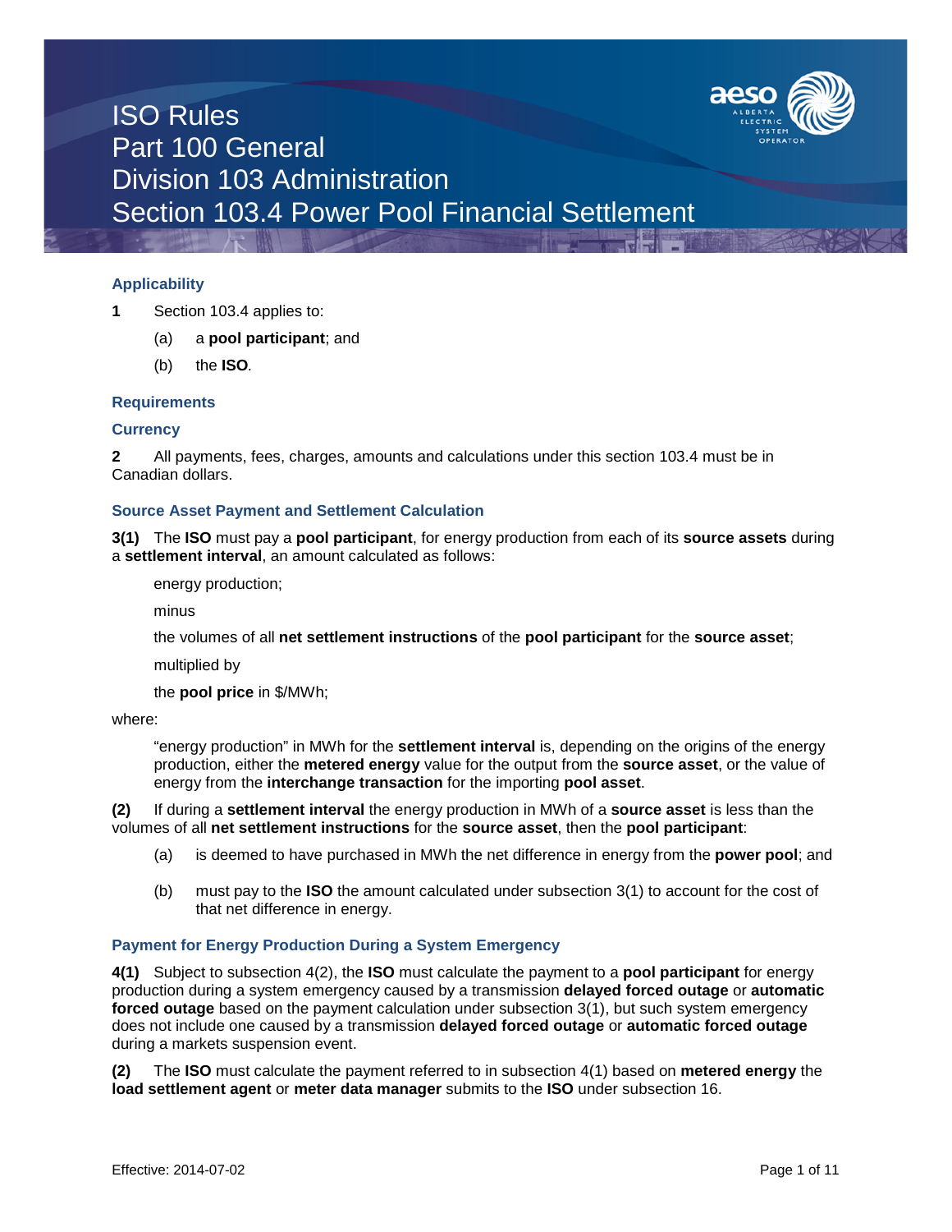# ISO Rules
# Part 100 General
# Division 103 Administration
# Section 103.4 Power Pool Financial Settlement

## Applicability

**1** Section 103.4 applies to:

(a) a **pool participant**; and

(b) the **ISO**.

## Requirements

### Currency

**2** All payments, fees, charges, amounts and calculations under this section 103.4 must be in Canadian dollars.

### Source Asset Payment and Settlement Calculation

**3(1)** The **ISO** must pay a **pool participant**, for energy production from each of its **source assets** during a **settlement interval**, an amount calculated as follows:

energy production;

minus

the volumes of all **net settlement instructions** of the **pool participant** for the **source asset**;

multiplied by

the **pool price** in $/MWh;

where:

"energy production" in MWh for the **settlement interval** is, depending on the origins of the energy production, either the **metered energy** value for the output from the **source asset**, or the value of energy from the **interchange transaction** for the importing **pool asset**.

**(2)** If during a **settlement interval** the energy production in MWh of a **source asset** is less than the volumes of all **net settlement instructions** for the **source asset**, then the **pool participant**:

(a) is deemed to have purchased in MWh the net difference in energy from the **power pool**; and

(b) must pay to the **ISO** the amount calculated under subsection 3(1) to account for the cost of that net difference in energy.

### Payment for Energy Production During a System Emergency

**4(1)** Subject to subsection 4(2), the **ISO** must calculate the payment to a **pool participant** for energy production during a system emergency caused by a transmission **delayed forced outage** or **automatic forced outage** based on the payment calculation under subsection 3(1), but such system emergency does not include one caused by a transmission **delayed forced outage** or **automatic forced outage** during a markets suspension event.

**(2)** The **ISO** must calculate the payment referred to in subsection 4(1) based on **metered energy** the **load settlement agent** or **meter data manager** submits to the **ISO** under subsection 16.

Effective: 2014-07-02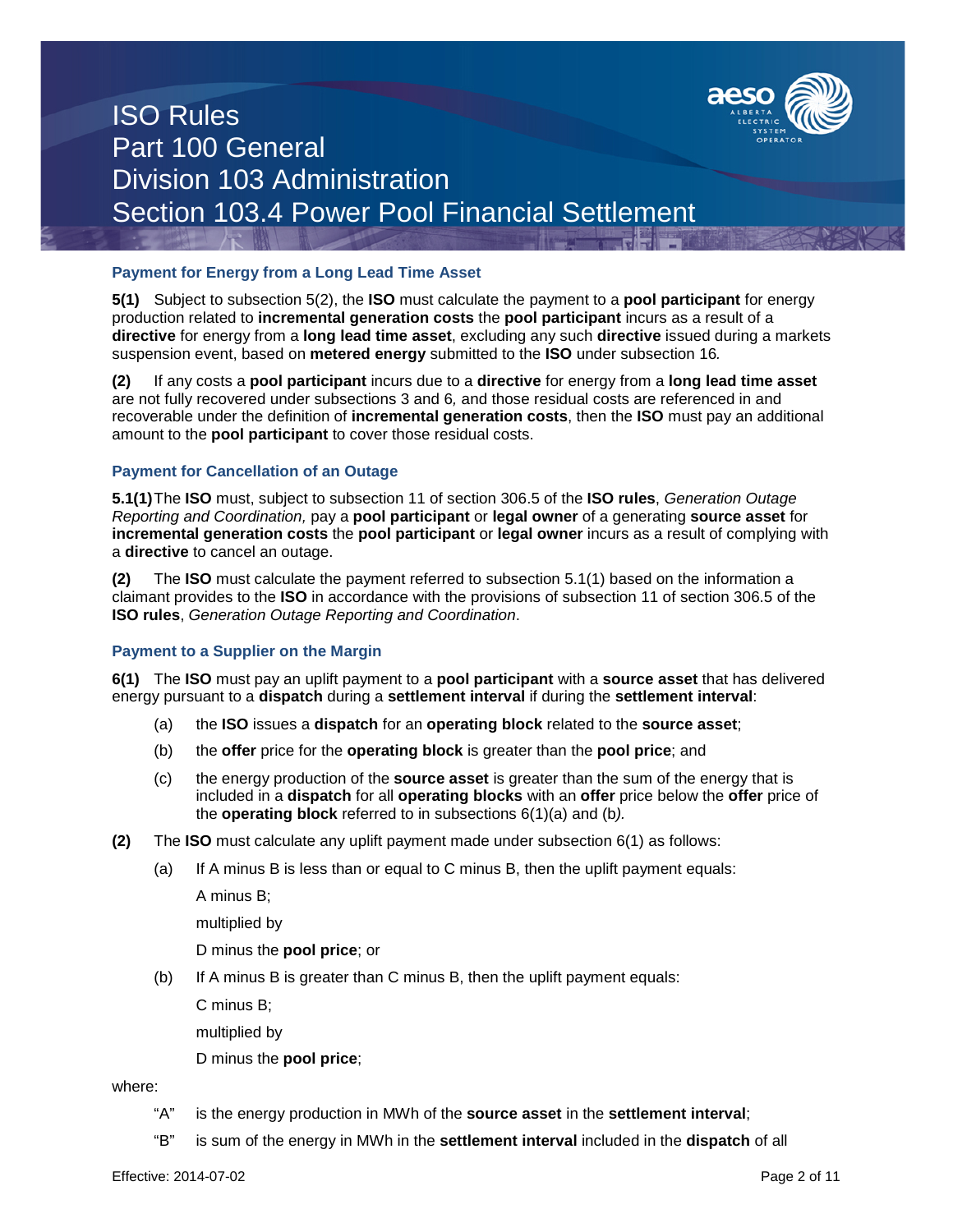### Payment for Energy from a Long Lead Time Asset

**5(1)** Subject to subsection 5(2), the **ISO** must calculate the payment to a **pool participant** for energy production related to **incremental generation costs** the **pool participant** incurs as a result of a **directive** for energy from a **long lead time asset**, excluding any such **directive** issued during a markets suspension event, based on **metered energy** submitted to the **ISO** under subsection 16.

**(2)** If any costs a **pool participant** incurs due to a **directive** for energy from a **long lead time asset** are not fully recovered under subsections 3 and 6, and those residual costs are referenced in and recoverable under the definition of **incremental generation costs**, then the **ISO** must pay an additional amount to the **pool participant** to cover those residual costs.

### Payment for Cancellation of an Outage

**5.1(1)** The **ISO** must, subject to subsection 11 of section 306.5 of the **ISO rules**, *Generation Outage Reporting and Coordination,* pay a **pool participant** or **legal owner** of a generating **source asset** for **incremental generation costs** the **pool participant** or **legal owner** incurs as a result of complying with a **directive** to cancel an outage.

**(2)** The **ISO** must calculate the payment referred to subsection 5.1(1) based on the information a claimant provides to the **ISO** in accordance with the provisions of subsection 11 of section 306.5 of the **ISO rules**, *Generation Outage Reporting and Coordination*.

### Payment to a Supplier on the Margin

**6(1)** The **ISO** must pay an uplift payment to a **pool participant** with a **source asset** that has delivered energy pursuant to a **dispatch** during a **settlement interval** if during the **settlement interval**:

(a) the **ISO** issues a **dispatch** for an **operating block** related to the **source asset**;

(b) the **offer** price for the **operating block** is greater than the **pool price**; and

(c) the energy production of the **source asset** is greater than the sum of the energy that is included in a **dispatch** for all **operating blocks** with an **offer** price below the **offer** price of the **operating block** referred to in subsections 6(1)(a) and (b*).*

**(2)** The **ISO** must calculate any uplift payment made under subsection 6(1) as follows:

(a) If A minus B is less than or equal to C minus B, then the uplift payment equals:

A minus B;

multiplied by

D minus the **pool price**; or

(b) If A minus B is greater than C minus B, then the uplift payment equals:

C minus B;

multiplied by

D minus the **pool price**;

where:

"A" is the energy production in MWh of the **source asset** in the **settlement interval**;

"B" is sum of the energy in MWh in the **settlement interval** included in the **dispatch** of all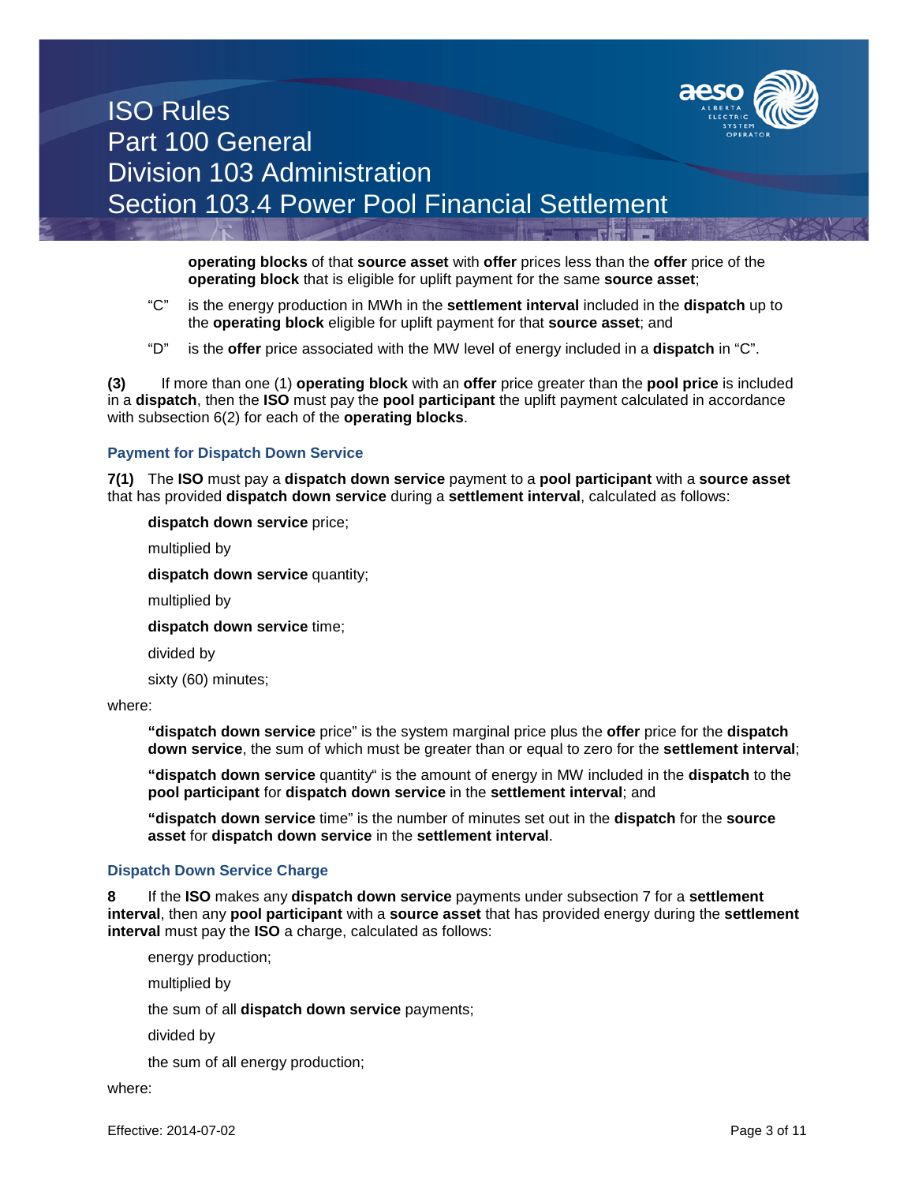**operating blocks** of that **source asset** with **offer** prices less than the **offer** price of the **operating block** that is eligible for uplift payment for the same **source asset**;

"C" is the energy production in MWh in the **settlement interval** included in the **dispatch** up to the **operating block** eligible for uplift payment for that **source asset**; and

"D" is the **offer** price associated with the MW level of energy included in a **dispatch** in "C".

**(3)** If more than one (1) **operating block** with an **offer** price greater than the **pool price** is included in a **dispatch**, then the **ISO** must pay the **pool participant** the uplift payment calculated in accordance with subsection 6(2) for each of the **operating blocks**.

### Payment for Dispatch Down Service

**7(1)** The **ISO** must pay a **dispatch down service** payment to a **pool participant** with a **source asset** that has provided **dispatch down service** during a **settlement interval**, calculated as follows:

**dispatch down service** price;

multiplied by

**dispatch down service** quantity;

multiplied by

**dispatch down service** time;

divided by

sixty (60) minutes;

where:

**"dispatch down service** price" is the system marginal price plus the **offer** price for the **dispatch down service**, the sum of which must be greater than or equal to zero for the **settlement interval**;

**"dispatch down service** quantity" is the amount of energy in MW included in the **dispatch** to the **pool participant** for **dispatch down service** in the **settlement interval**; and

**"dispatch down service** time" is the number of minutes set out in the **dispatch** for the **source asset** for **dispatch down service** in the **settlement interval**.

### Dispatch Down Service Charge

**8** If the **ISO** makes any **dispatch down service** payments under subsection 7 for a **settlement interval**, then any **pool participant** with a **source asset** that has provided energy during the **settlement interval** must pay the **ISO** a charge, calculated as follows:

energy production;

multiplied by

the sum of all **dispatch down service** payments;

divided by

the sum of all energy production;

where: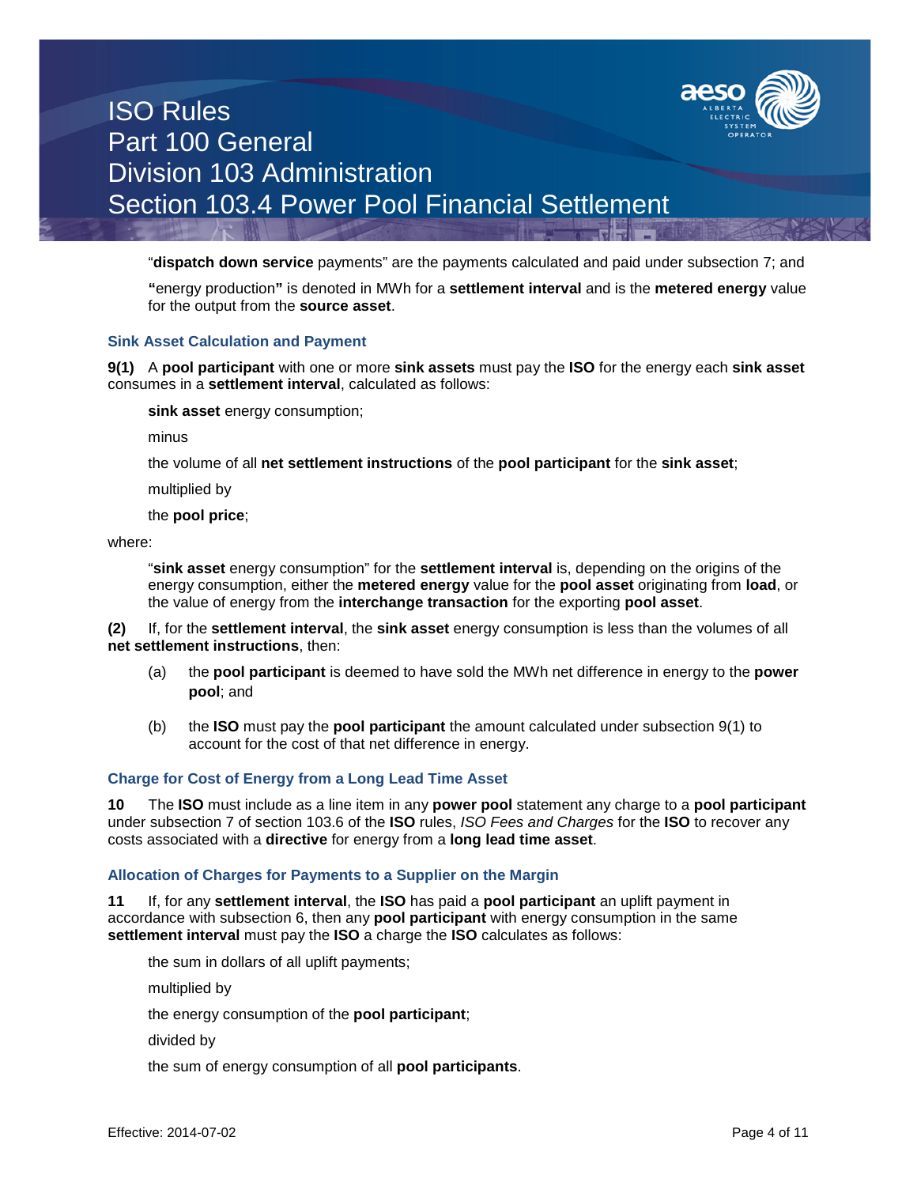"**dispatch down service** payments" are the payments calculated and paid under subsection 7; and

"energy production" is denoted in MWh for a **settlement interval** and is the **metered energy** value for the output from the **source asset**.

### Sink Asset Calculation and Payment

**9(1)** A **pool participant** with one or more **sink assets** must pay the **ISO** for the energy each **sink asset** consumes in a **settlement interval**, calculated as follows:

> **sink asset** energy consumption;
>
> minus
>
> the volume of all **net settlement instructions** of the **pool participant** for the **sink asset**;
>
> multiplied by
>
> the **pool price**;

where:

> "**sink asset** energy consumption" for the **settlement interval** is, depending on the origins of the energy consumption, either the **metered energy** value for the **pool asset** originating from **load**, or the value of energy from the **interchange transaction** for the exporting **pool asset**.

**(2)** If, for the **settlement interval**, the **sink asset** energy consumption is less than the volumes of all **net settlement instructions**, then:

(a) the **pool participant** is deemed to have sold the MWh net difference in energy to the **power pool**; and

(b) the **ISO** must pay the **pool participant** the amount calculated under subsection 9(1) to account for the cost of that net difference in energy.

### Charge for Cost of Energy from a Long Lead Time Asset

**10** The **ISO** must include as a line item in any **power pool** statement any charge to a **pool participant** under subsection 7 of section 103.6 of the **ISO** rules, *ISO Fees and Charges* for the **ISO** to recover any costs associated with a **directive** for energy from a **long lead time asset**.

### Allocation of Charges for Payments to a Supplier on the Margin

**11** If, for any **settlement interval**, the **ISO** has paid a **pool participant** an uplift payment in accordance with subsection 6, then any **pool participant** with energy consumption in the same **settlement interval** must pay the **ISO** a charge the **ISO** calculates as follows:

> the sum in dollars of all uplift payments;
>
> multiplied by
>
> the energy consumption of the **pool participant**;
>
> divided by
>
> the sum of energy consumption of all **pool participants**.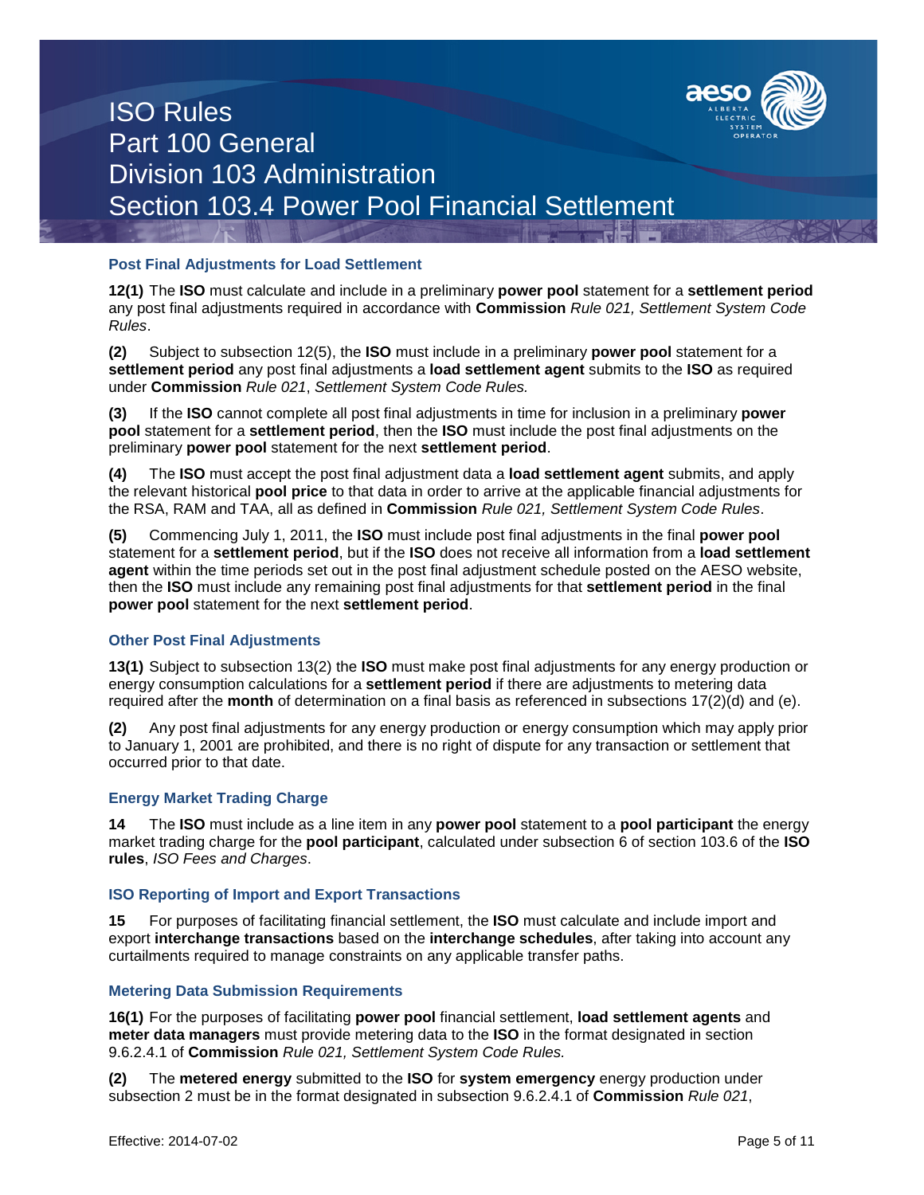### Post Final Adjustments for Load Settlement

**12(1)** The **ISO** must calculate and include in a preliminary **power pool** statement for a **settlement period** any post final adjustments required in accordance with **Commission** *Rule 021, Settlement System Code Rules*.

**(2)** Subject to subsection 12(5), the **ISO** must include in a preliminary **power pool** statement for a **settlement period** any post final adjustments a **load settlement agent** submits to the **ISO** as required under **Commission** *Rule 021*, *Settlement System Code Rules.*

**(3)** If the **ISO** cannot complete all post final adjustments in time for inclusion in a preliminary **power pool** statement for a **settlement period**, then the **ISO** must include the post final adjustments on the preliminary **power pool** statement for the next **settlement period**.

**(4)** The **ISO** must accept the post final adjustment data a **load settlement agent** submits, and apply the relevant historical **pool price** to that data in order to arrive at the applicable financial adjustments for the RSA, RAM and TAA, all as defined in **Commission** *Rule 021, Settlement System Code Rules*.

**(5)** Commencing July 1, 2011, the **ISO** must include post final adjustments in the final **power pool** statement for a **settlement period**, but if the **ISO** does not receive all information from a **load settlement agent** within the time periods set out in the post final adjustment schedule posted on the AESO website, then the **ISO** must include any remaining post final adjustments for that **settlement period** in the final **power pool** statement for the next **settlement period**.

### Other Post Final Adjustments

**13(1)** Subject to subsection 13(2) the **ISO** must make post final adjustments for any energy production or energy consumption calculations for a **settlement period** if there are adjustments to metering data required after the **month** of determination on a final basis as referenced in subsections 17(2)(d) and (e).

**(2)** Any post final adjustments for any energy production or energy consumption which may apply prior to January 1, 2001 are prohibited, and there is no right of dispute for any transaction or settlement that occurred prior to that date.

### Energy Market Trading Charge

**14** The **ISO** must include as a line item in any **power pool** statement to a **pool participant** the energy market trading charge for the **pool participant**, calculated under subsection 6 of section 103.6 of the **ISO rules**, *ISO Fees and Charges*.

### ISO Reporting of Import and Export Transactions

**15** For purposes of facilitating financial settlement, the **ISO** must calculate and include import and export **interchange transactions** based on the **interchange schedules**, after taking into account any curtailments required to manage constraints on any applicable transfer paths.

### Metering Data Submission Requirements

**16(1)** For the purposes of facilitating **power pool** financial settlement, **load settlement agents** and **meter data managers** must provide metering data to the **ISO** in the format designated in section 9.6.2.4.1 of **Commission** *Rule 021, Settlement System Code Rules.*

**(2)** The **metered energy** submitted to the **ISO** for **system emergency** energy production under subsection 2 must be in the format designated in subsection 9.6.2.4.1 of **Commission** *Rule 021*,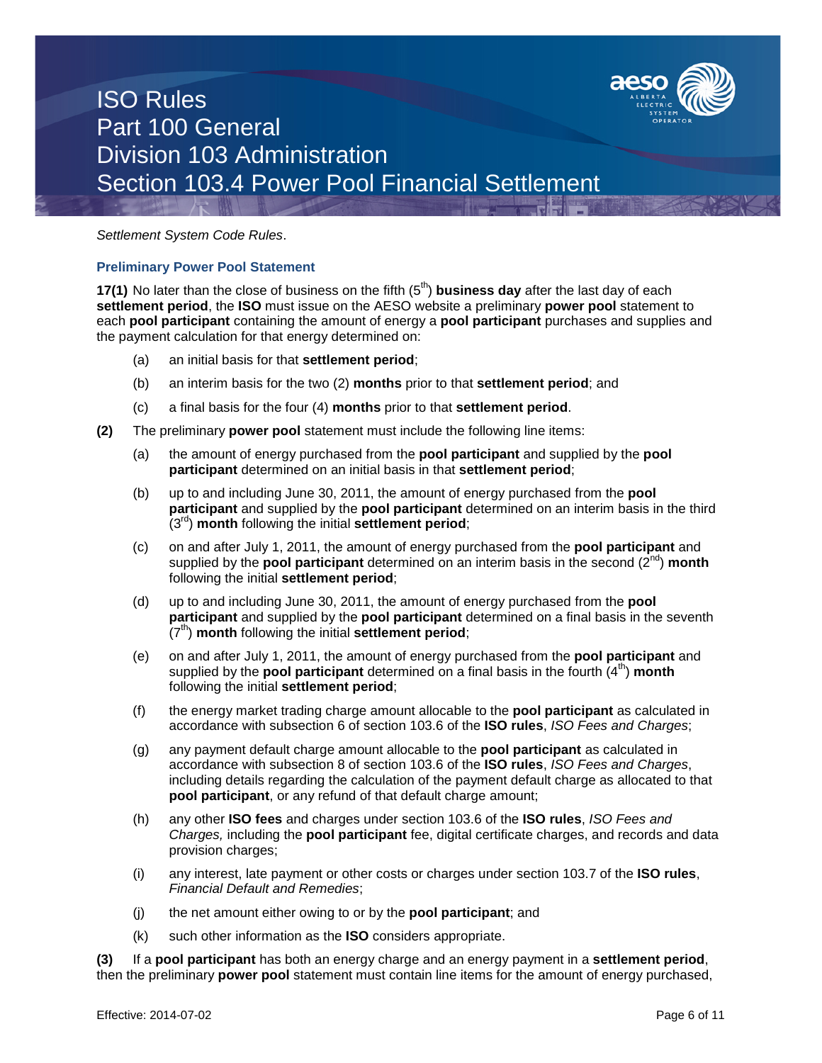*Settlement System Code Rules*.

### Preliminary Power Pool Statement

**17(1)** No later than the close of business on the fifth (5th) **business day** after the last day of each **settlement period**, the **ISO** must issue on the AESO website a preliminary **power pool** statement to each **pool participant** containing the amount of energy a **pool participant** purchases and supplies and the payment calculation for that energy determined on:

(a) an initial basis for that **settlement period**;

(b) an interim basis for the two (2) **months** prior to that **settlement period**; and

(c) a final basis for the four (4) **months** prior to that **settlement period**.

**(2)** The preliminary **power pool** statement must include the following line items:

(a) the amount of energy purchased from the **pool participant** and supplied by the **pool participant** determined on an initial basis in that **settlement period**;

(b) up to and including June 30, 2011, the amount of energy purchased from the **pool participant** and supplied by the **pool participant** determined on an interim basis in the third (3rd) **month** following the initial **settlement period**;

(c) on and after July 1, 2011, the amount of energy purchased from the **pool participant** and supplied by the **pool participant** determined on an interim basis in the second (2nd) **month** following the initial **settlement period**;

(d) up to and including June 30, 2011, the amount of energy purchased from the **pool participant** and supplied by the **pool participant** determined on a final basis in the seventh (7th) **month** following the initial **settlement period**;

(e) on and after July 1, 2011, the amount of energy purchased from the **pool participant** and supplied by the **pool participant** determined on a final basis in the fourth (4th) **month** following the initial **settlement period**;

(f) the energy market trading charge amount allocable to the **pool participant** as calculated in accordance with subsection 6 of section 103.6 of the **ISO rules**, *ISO Fees and Charges*;

(g) any payment default charge amount allocable to the **pool participant** as calculated in accordance with subsection 8 of section 103.6 of the **ISO rules**, *ISO Fees and Charges*, including details regarding the calculation of the payment default charge as allocated to that **pool participant**, or any refund of that default charge amount;

(h) any other **ISO fees** and charges under section 103.6 of the **ISO rules**, *ISO Fees and Charges,* including the **pool participant** fee, digital certificate charges, and records and data provision charges;

(i) any interest, late payment or other costs or charges under section 103.7 of the **ISO rules**, *Financial Default and Remedies*;

(j) the net amount either owing to or by the **pool participant**; and

(k) such other information as the **ISO** considers appropriate.

**(3)** If a **pool participant** has both an energy charge and an energy payment in a **settlement period**, then the preliminary **power pool** statement must contain line items for the amount of energy purchased,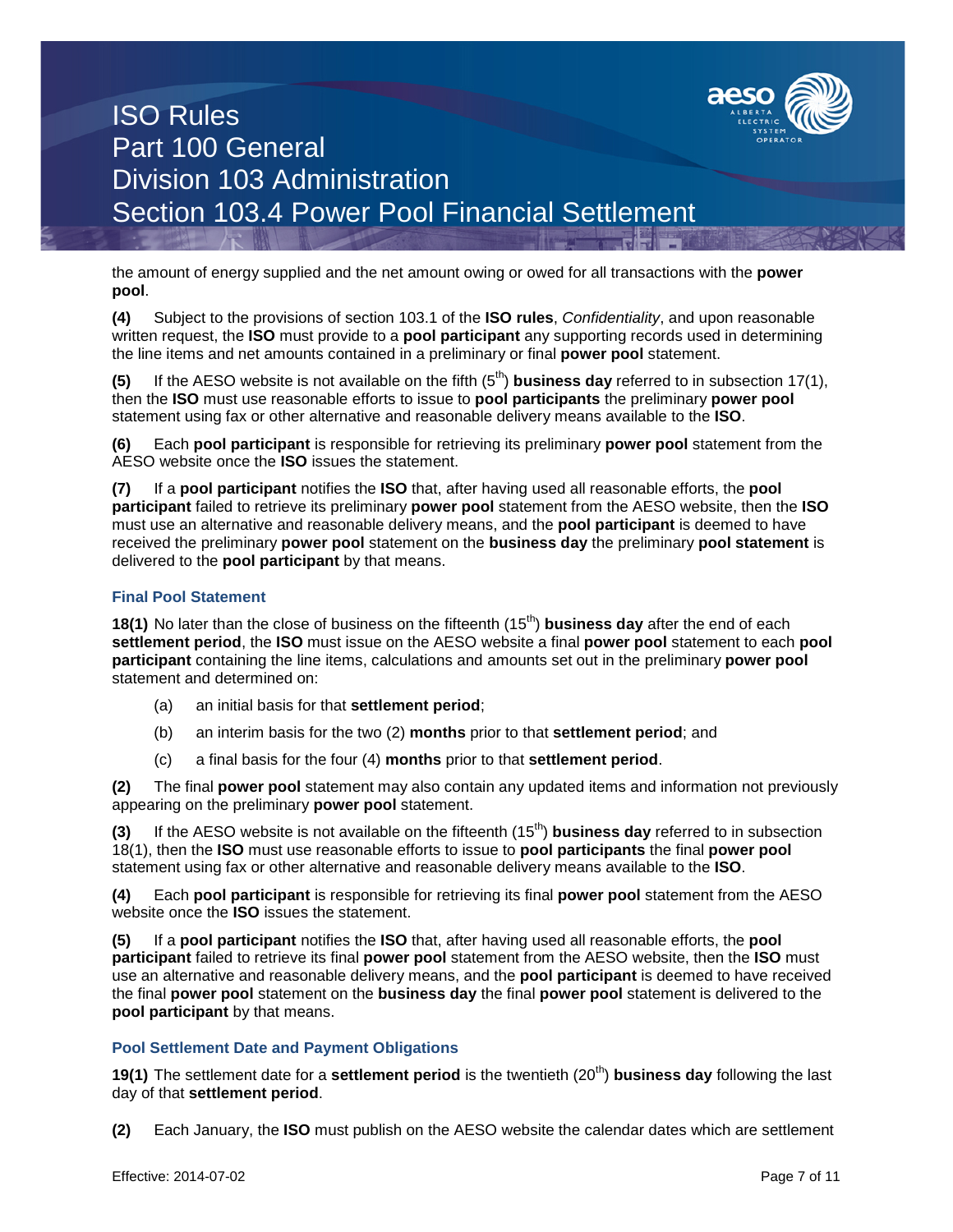the amount of energy supplied and the net amount owing or owed for all transactions with the **power pool**.

**(4)** Subject to the provisions of section 103.1 of the **ISO rules**, *Confidentiality*, and upon reasonable written request, the **ISO** must provide to a **pool participant** any supporting records used in determining the line items and net amounts contained in a preliminary or final **power pool** statement.

**(5)** If the AESO website is not available on the fifth (5th) **business day** referred to in subsection 17(1), then the **ISO** must use reasonable efforts to issue to **pool participants** the preliminary **power pool** statement using fax or other alternative and reasonable delivery means available to the **ISO**.

**(6)** Each **pool participant** is responsible for retrieving its preliminary **power pool** statement from the AESO website once the **ISO** issues the statement.

**(7)** If a **pool participant** notifies the **ISO** that, after having used all reasonable efforts, the **pool participant** failed to retrieve its preliminary **power pool** statement from the AESO website, then the **ISO** must use an alternative and reasonable delivery means, and the **pool participant** is deemed to have received the preliminary **power pool** statement on the **business day** the preliminary **pool statement** is delivered to the **pool participant** by that means.

### Final Pool Statement

**18(1)** No later than the close of business on the fifteenth (15th) **business day** after the end of each **settlement period**, the **ISO** must issue on the AESO website a final **power pool** statement to each **pool participant** containing the line items, calculations and amounts set out in the preliminary **power pool** statement and determined on:

- (a) an initial basis for that **settlement period**;
- (b) an interim basis for the two (2) **months** prior to that **settlement period**; and
- (c) a final basis for the four (4) **months** prior to that **settlement period**.

**(2)** The final **power pool** statement may also contain any updated items and information not previously appearing on the preliminary **power pool** statement.

**(3)** If the AESO website is not available on the fifteenth (15th) **business day** referred to in subsection 18(1), then the **ISO** must use reasonable efforts to issue to **pool participants** the final **power pool** statement using fax or other alternative and reasonable delivery means available to the **ISO**.

**(4)** Each **pool participant** is responsible for retrieving its final **power pool** statement from the AESO website once the **ISO** issues the statement.

**(5)** If a **pool participant** notifies the **ISO** that, after having used all reasonable efforts, the **pool participant** failed to retrieve its final **power pool** statement from the AESO website, then the **ISO** must use an alternative and reasonable delivery means, and the **pool participant** is deemed to have received the final **power pool** statement on the **business day** the final **power pool** statement is delivered to the **pool participant** by that means.

### Pool Settlement Date and Payment Obligations

**19(1)** The settlement date for a **settlement period** is the twentieth (20th) **business day** following the last day of that **settlement period**.

**(2)** Each January, the **ISO** must publish on the AESO website the calendar dates which are settlement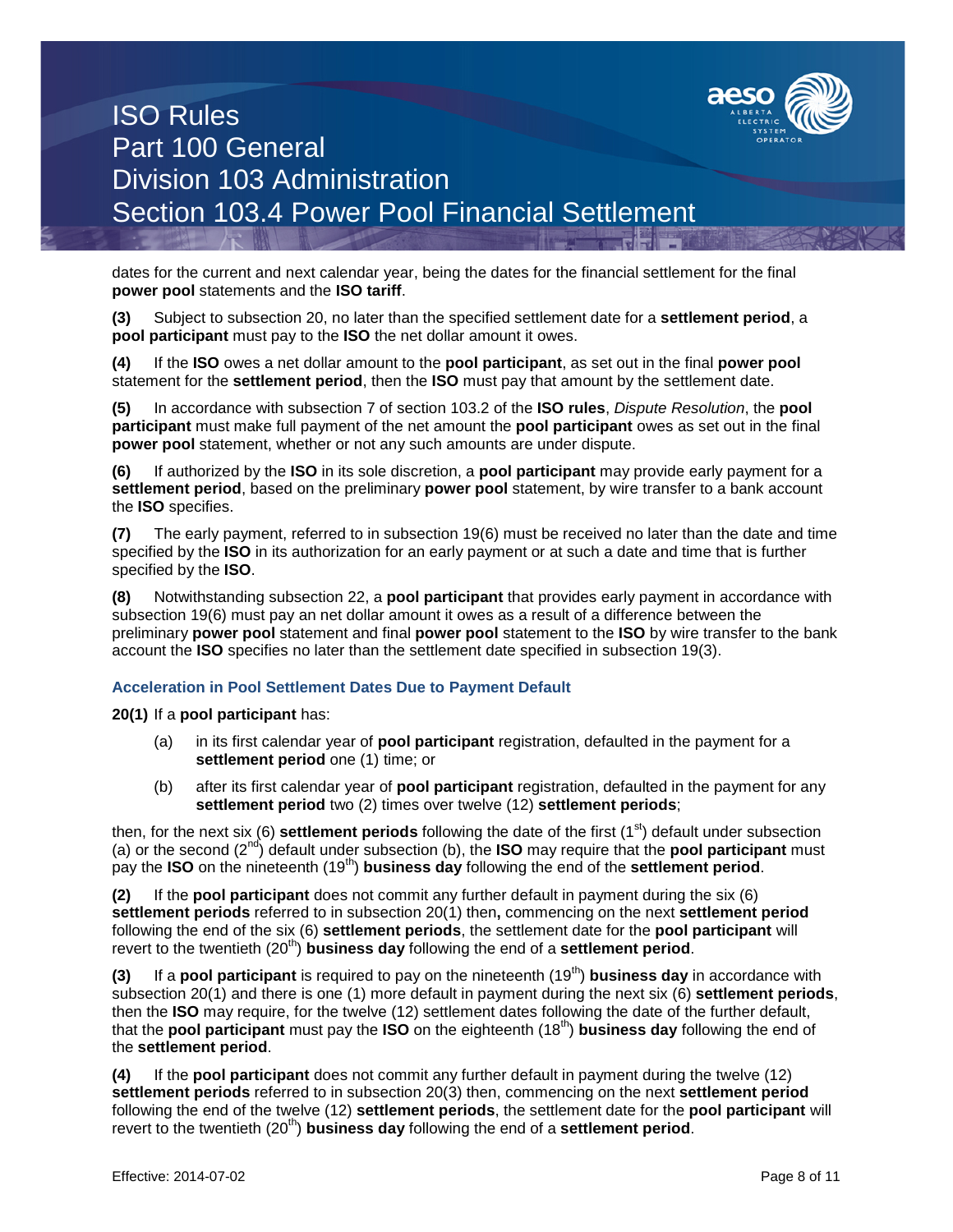dates for the current and next calendar year, being the dates for the financial settlement for the final **power pool** statements and the **ISO tariff**.

**(3)** Subject to subsection 20, no later than the specified settlement date for a **settlement period**, a **pool participant** must pay to the **ISO** the net dollar amount it owes.

**(4)** If the **ISO** owes a net dollar amount to the **pool participant**, as set out in the final **power pool** statement for the **settlement period**, then the **ISO** must pay that amount by the settlement date.

**(5)** In accordance with subsection 7 of section 103.2 of the **ISO rules**, *Dispute Resolution*, the **pool participant** must make full payment of the net amount the **pool participant** owes as set out in the final **power pool** statement, whether or not any such amounts are under dispute.

**(6)** If authorized by the **ISO** in its sole discretion, a **pool participant** may provide early payment for a **settlement period**, based on the preliminary **power pool** statement, by wire transfer to a bank account the **ISO** specifies.

**(7)** The early payment, referred to in subsection 19(6) must be received no later than the date and time specified by the **ISO** in its authorization for an early payment or at such a date and time that is further specified by the **ISO**.

**(8)** Notwithstanding subsection 22, a **pool participant** that provides early payment in accordance with subsection 19(6) must pay an net dollar amount it owes as a result of a difference between the preliminary **power pool** statement and final **power pool** statement to the **ISO** by wire transfer to the bank account the **ISO** specifies no later than the settlement date specified in subsection 19(3).

### Acceleration in Pool Settlement Dates Due to Payment Default

**20(1)** If a **pool participant** has:

(a) in its first calendar year of **pool participant** registration, defaulted in the payment for a **settlement period** one (1) time; or

(b) after its first calendar year of **pool participant** registration, defaulted in the payment for any **settlement period** two (2) times over twelve (12) **settlement periods**;

then, for the next six (6) **settlement periods** following the date of the first (1st) default under subsection (a) or the second (2nd) default under subsection (b), the **ISO** may require that the **pool participant** must pay the **ISO** on the nineteenth (19th) **business day** following the end of the **settlement period**.

**(2)** If the **pool participant** does not commit any further default in payment during the six (6) **settlement periods** referred to in subsection 20(1) then**,** commencing on the next **settlement period** following the end of the six (6) **settlement periods**, the settlement date for the **pool participant** will revert to the twentieth (20th) **business day** following the end of a **settlement period**.

**(3)** If a **pool participant** is required to pay on the nineteenth (19th) **business day** in accordance with subsection 20(1) and there is one (1) more default in payment during the next six (6) **settlement periods**, then the **ISO** may require, for the twelve (12) settlement dates following the date of the further default, that the **pool participant** must pay the **ISO** on the eighteenth (18th) **business day** following the end of the **settlement period**.

**(4)** If the **pool participant** does not commit any further default in payment during the twelve (12) **settlement periods** referred to in subsection 20(3) then, commencing on the next **settlement period** following the end of the twelve (12) **settlement periods**, the settlement date for the **pool participant** will revert to the twentieth (20th) **business day** following the end of a **settlement period**.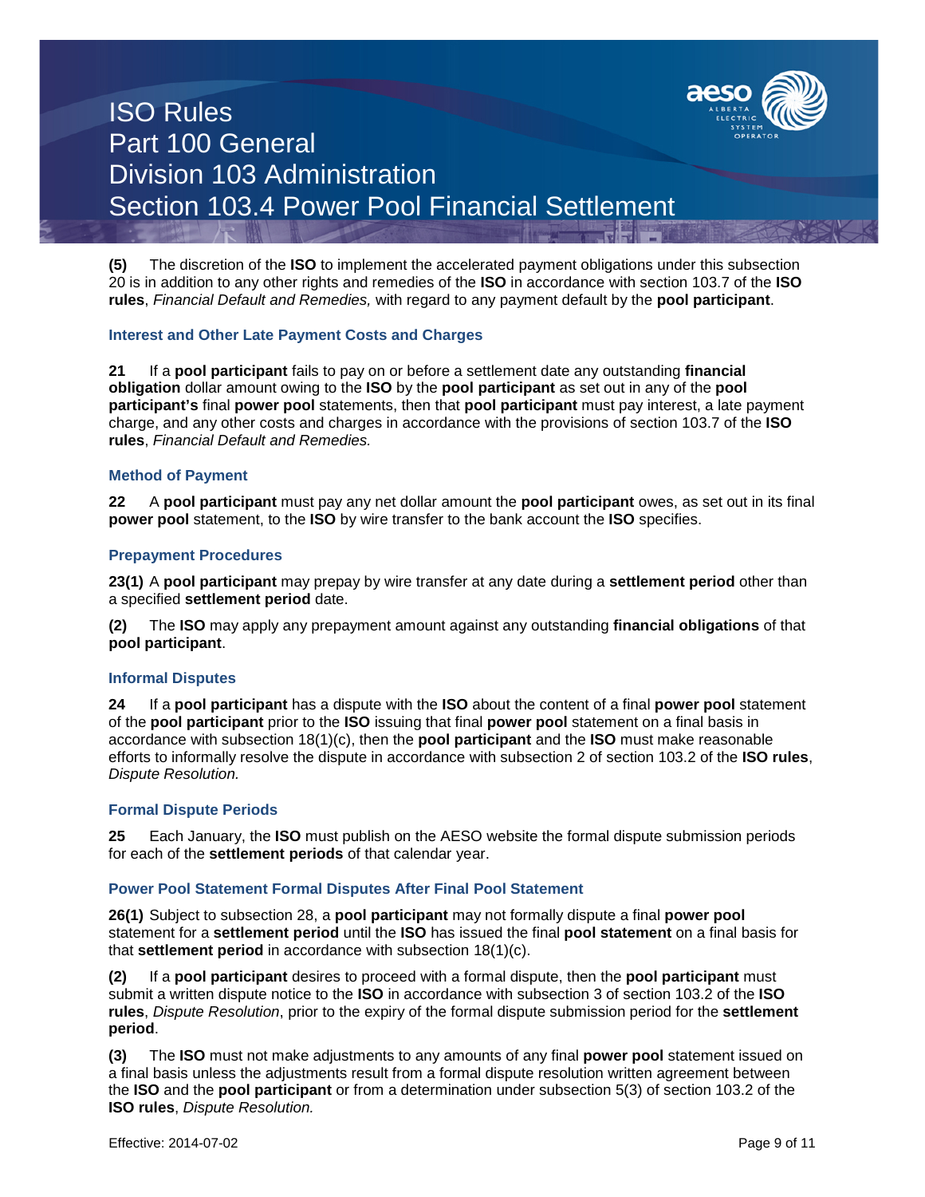**(5)** The discretion of the **ISO** to implement the accelerated payment obligations under this subsection 20 is in addition to any other rights and remedies of the **ISO** in accordance with section 103.7 of the **ISO rules**, *Financial Default and Remedies,* with regard to any payment default by the **pool participant**.

### Interest and Other Late Payment Costs and Charges

**21** If a **pool participant** fails to pay on or before a settlement date any outstanding **financial obligation** dollar amount owing to the **ISO** by the **pool participant** as set out in any of the **pool participant's** final **power pool** statements, then that **pool participant** must pay interest, a late payment charge, and any other costs and charges in accordance with the provisions of section 103.7 of the **ISO rules**, *Financial Default and Remedies.*

### Method of Payment

**22** A **pool participant** must pay any net dollar amount the **pool participant** owes, as set out in its final **power pool** statement, to the **ISO** by wire transfer to the bank account the **ISO** specifies.

### Prepayment Procedures

**23(1)** A **pool participant** may prepay by wire transfer at any date during a **settlement period** other than a specified **settlement period** date.

**(2)** The **ISO** may apply any prepayment amount against any outstanding **financial obligations** of that **pool participant**.

### Informal Disputes

**24** If a **pool participant** has a dispute with the **ISO** about the content of a final **power pool** statement of the **pool participant** prior to the **ISO** issuing that final **power pool** statement on a final basis in accordance with subsection 18(1)(c), then the **pool participant** and the **ISO** must make reasonable efforts to informally resolve the dispute in accordance with subsection 2 of section 103.2 of the **ISO rules**, *Dispute Resolution.*

### Formal Dispute Periods

**25** Each January, the **ISO** must publish on the AESO website the formal dispute submission periods for each of the **settlement periods** of that calendar year.

### Power Pool Statement Formal Disputes After Final Pool Statement

**26(1)** Subject to subsection 28, a **pool participant** may not formally dispute a final **power pool** statement for a **settlement period** until the **ISO** has issued the final **pool statement** on a final basis for that **settlement period** in accordance with subsection 18(1)(c).

**(2)** If a **pool participant** desires to proceed with a formal dispute, then the **pool participant** must submit a written dispute notice to the **ISO** in accordance with subsection 3 of section 103.2 of the **ISO rules**, *Dispute Resolution*, prior to the expiry of the formal dispute submission period for the **settlement period**.

**(3)** The **ISO** must not make adjustments to any amounts of any final **power pool** statement issued on a final basis unless the adjustments result from a formal dispute resolution written agreement between the **ISO** and the **pool participant** or from a determination under subsection 5(3) of section 103.2 of the **ISO rules**, *Dispute Resolution.*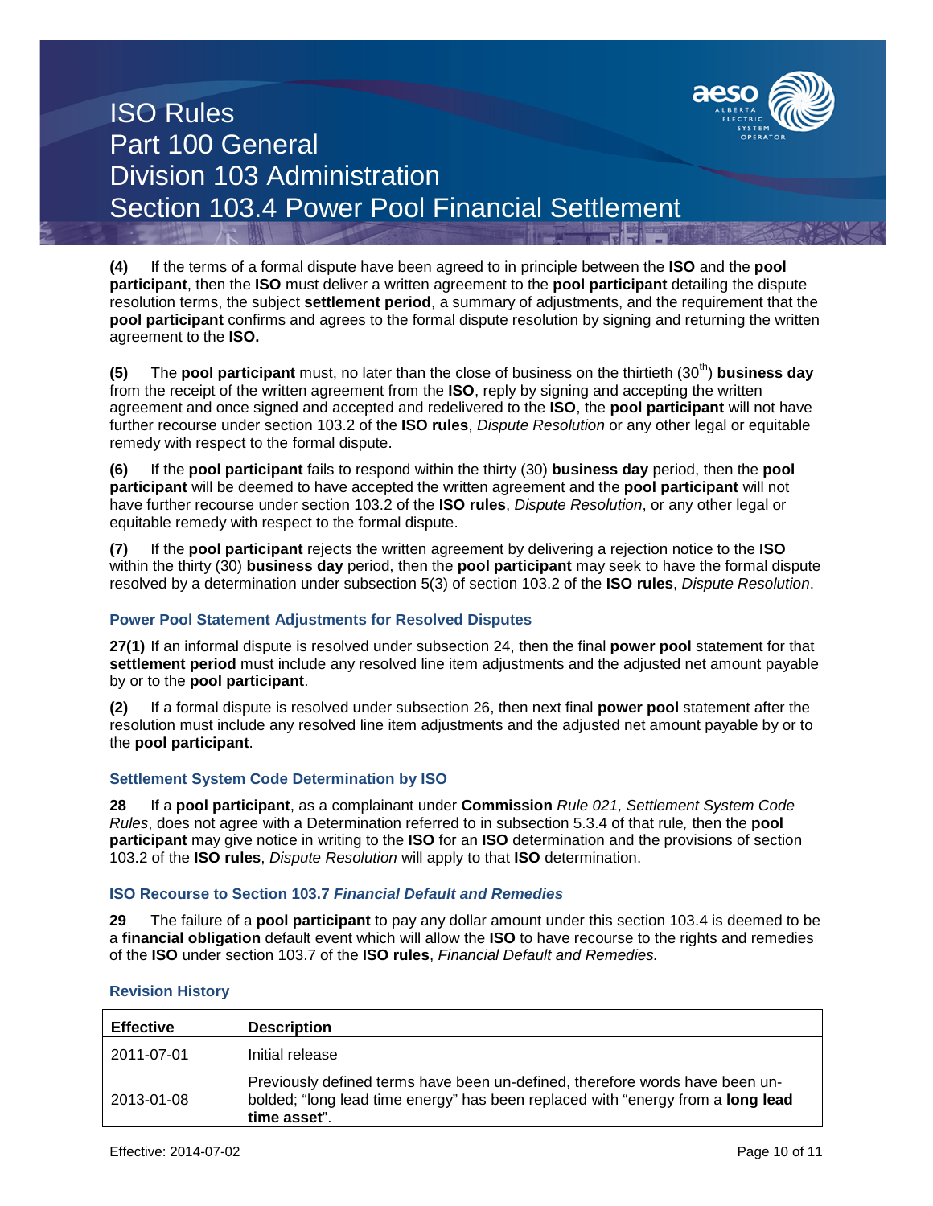**(4)** If the terms of a formal dispute have been agreed to in principle between the **ISO** and the **pool participant**, then the **ISO** must deliver a written agreement to the **pool participant** detailing the dispute resolution terms, the subject **settlement period**, a summary of adjustments, and the requirement that the **pool participant** confirms and agrees to the formal dispute resolution by signing and returning the written agreement to the **ISO.**

**(5)** The **pool participant** must, no later than the close of business on the thirtieth (30th) **business day** from the receipt of the written agreement from the **ISO**, reply by signing and accepting the written agreement and once signed and accepted and redelivered to the **ISO**, the **pool participant** will not have further recourse under section 103.2 of the **ISO rules**, *Dispute Resolution* or any other legal or equitable remedy with respect to the formal dispute.

**(6)** If the **pool participant** fails to respond within the thirty (30) **business day** period, then the **pool participant** will be deemed to have accepted the written agreement and the **pool participant** will not have further recourse under section 103.2 of the **ISO rules**, *Dispute Resolution*, or any other legal or equitable remedy with respect to the formal dispute.

**(7)** If the **pool participant** rejects the written agreement by delivering a rejection notice to the **ISO** within the thirty (30) **business day** period, then the **pool participant** may seek to have the formal dispute resolved by a determination under subsection 5(3) of section 103.2 of the **ISO rules**, *Dispute Resolution*.

### Power Pool Statement Adjustments for Resolved Disputes

**27(1)** If an informal dispute is resolved under subsection 24, then the final **power pool** statement for that **settlement period** must include any resolved line item adjustments and the adjusted net amount payable by or to the **pool participant**.

**(2)** If a formal dispute is resolved under subsection 26, then next final **power pool** statement after the resolution must include any resolved line item adjustments and the adjusted net amount payable by or to the **pool participant**.

### Settlement System Code Determination by ISO

**28** If a **pool participant**, as a complainant under **Commission** *Rule 021, Settlement System Code Rules*, does not agree with a Determination referred to in subsection 5.3.4 of that rule, then the **pool participant** may give notice in writing to the **ISO** for an **ISO** determination and the provisions of section 103.2 of the **ISO rules**, *Dispute Resolution* will apply to that **ISO** determination.

### ISO Recourse to Section 103.7 *Financial Default and Remedies*

**29** The failure of a **pool participant** to pay any dollar amount under this section 103.4 is deemed to be a **financial obligation** default event which will allow the **ISO** to have recourse to the rights and remedies of the **ISO** under section 103.7 of the **ISO rules**, *Financial Default and Remedies.*

### Revision History

| Effective | Description |
|---|---|
| 2011-07-01 | Initial release |
| 2013-01-08 | Previously defined terms have been un-defined, therefore words have been un-bolded; "long lead time energy" has been replaced with "energy from a **long lead time asset**". |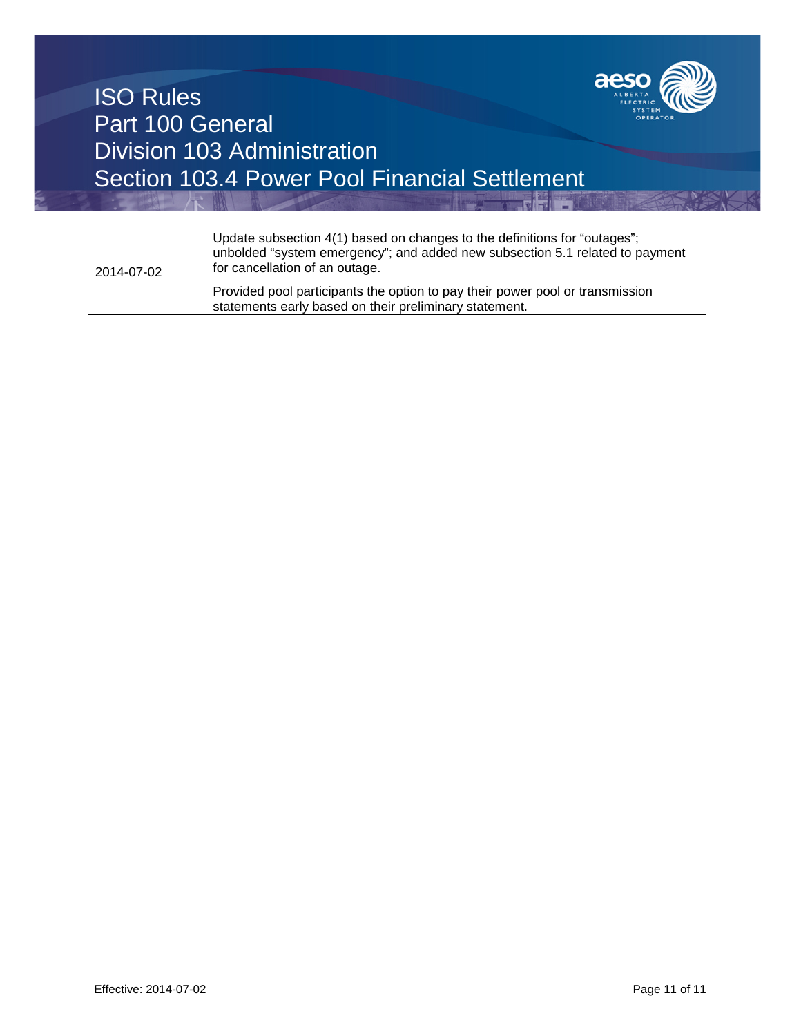| | |
|---|---|
| 2014-07-02 | Update subsection 4(1) based on changes to the definitions for "outages"; unbolded "system emergency"; and added new subsection 5.1 related to payment for cancellation of an outage. |
| | Provided pool participants the option to pay their power pool or transmission statements early based on their preliminary statement. |